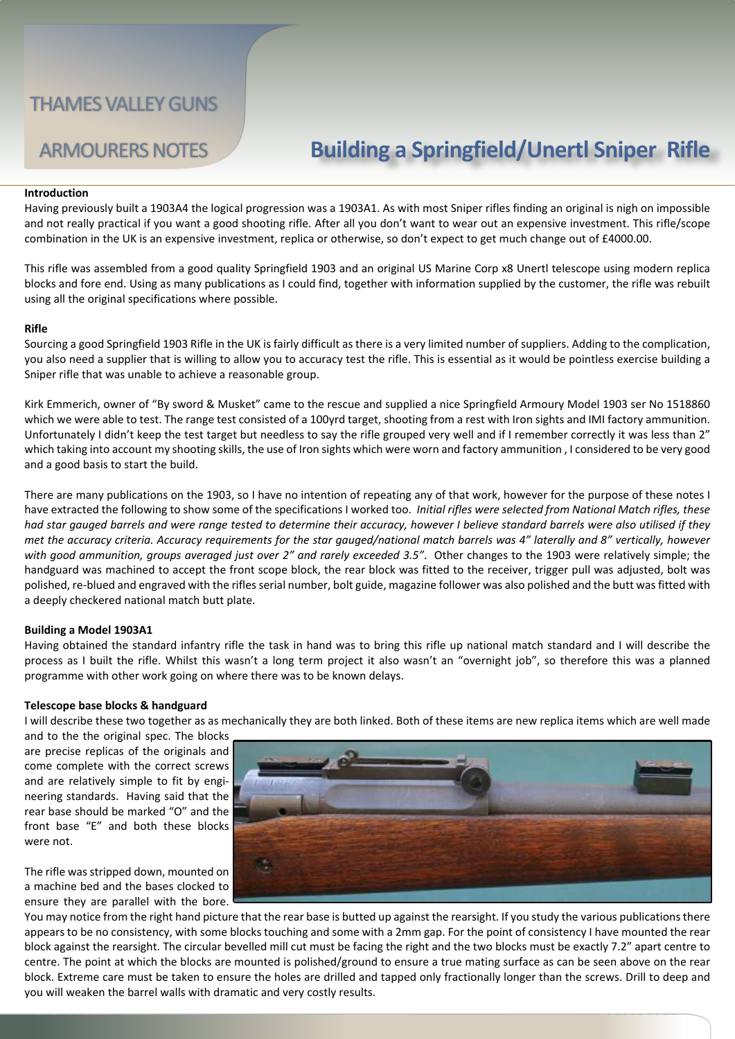THAMES VALLEY GUNS

ARMOURERS NOTES

# Building a Springfield/Unertl Sniper Rifle

**Introduction**

Having previously built a 1903A4 the logical progression was a 1903A1. As with most Sniper rifles finding an original is nigh on impossible and not really practical if you want a good shooting rifle. After all you don't want to wear out an expensive investment. This rifle/scope combination in the UK is an expensive investment, replica or otherwise, so don't expect to get much change out of £4000.00.

This rifle was assembled from a good quality Springfield 1903 and an original US Marine Corp x8 Unertl telescope using modern replica blocks and fore end. Using as many publications as I could find, together with information supplied by the customer, the rifle was rebuilt using all the original specifications where possible.

**Rifle**

Sourcing a good Springfield 1903 Rifle in the UK is fairly difficult as there is a very limited number of suppliers. Adding to the complication, you also need a supplier that is willing to allow you to accuracy test the rifle. This is essential as it would be pointless exercise building a Sniper rifle that was unable to achieve a reasonable group.

Kirk Emmerich, owner of "By sword & Musket" came to the rescue and supplied a nice Springfield Armoury Model 1903 ser No 1518860 which we were able to test. The range test consisted of a 100yrd target, shooting from a rest with Iron sights and IMI factory ammunition. Unfortunately I didn't keep the test target but needless to say the rifle grouped very well and if I remember correctly it was less than 2" which taking into account my shooting skills, the use of Iron sights which were worn and factory ammunition , I considered to be very good and a good basis to start the build.

There are many publications on the 1903, so I have no intention of repeating any of that work, however for the purpose of these notes I have extracted the following to show some of the specifications I worked too. *Initial rifles were selected from National Match rifles, these had star gauged barrels and were range tested to determine their accuracy, however I believe standard barrels were also utilised if they met the accuracy criteria. Accuracy requirements for the star gauged/national match barrels was 4" laterally and 8" vertically, however with good ammunition, groups averaged just over 2" and rarely exceeded 3.5".* Other changes to the 1903 were relatively simple; the handguard was machined to accept the front scope block, the rear block was fitted to the receiver, trigger pull was adjusted, bolt was polished, re-blued and engraved with the rifles serial number, bolt guide, magazine follower was also polished and the butt was fitted with a deeply checkered national match butt plate.

**Building a Model 1903A1**

Having obtained the standard infantry rifle the task in hand was to bring this rifle up national match standard and I will describe the process as I built the rifle. Whilst this wasn't a long term project it also wasn't an "overnight job", so therefore this was a planned programme with other work going on where there was to be known delays.

**Telescope base blocks & handguard**

I will describe these two together as as mechanically they are both linked. Both of these items are new replica items which are well made and to the the original spec. The blocks are precise replicas of the originals and come complete with the correct screws and are relatively simple to fit by engineering standards. Having said that the rear base should be marked "O" and the front base "E" and both these blocks were not.

The rifle was stripped down, mounted on a machine bed and the bases clocked to ensure they are parallel with the bore. You may notice from the right hand picture that the rear base is butted up against the rearsight. If you study the various publications there appears to be no consistency, with some blocks touching and some with a 2mm gap. For the point of consistency I have mounted the rear block against the rearsight. The circular bevelled mill cut must be facing the right and the two blocks must be exactly 7.2" apart centre to centre. The point at which the blocks are mounted is polished/ground to ensure a true mating surface as can be seen above on the rear block. Extreme care must be taken to ensure the holes are drilled and tapped only fractionally longer than the screws. Drill to deep and you will weaken the barrel walls with dramatic and very costly results.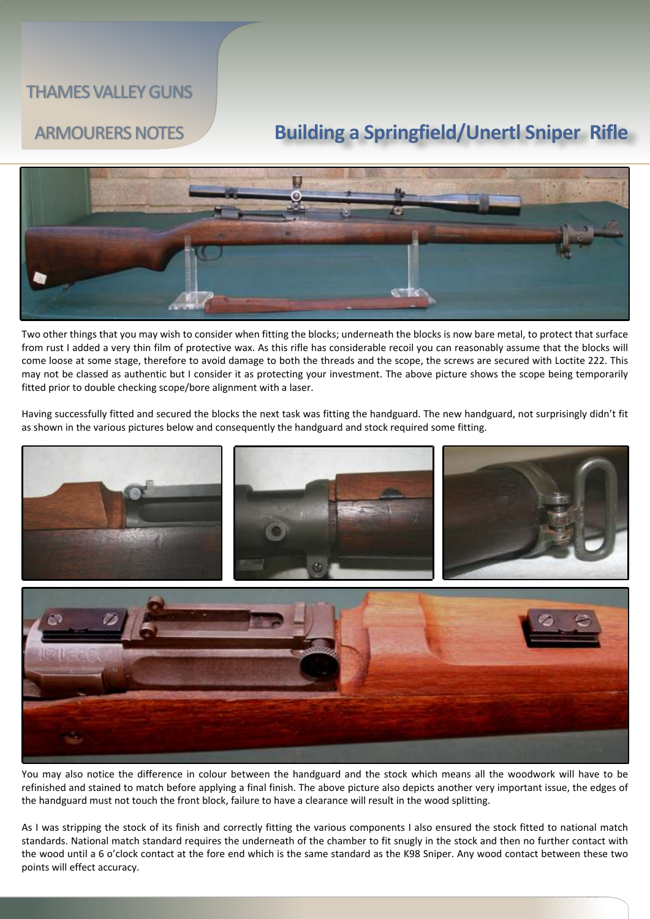# Building a Springfield/Unertl Sniper Rifle

Two other things that you may wish to consider when fitting the blocks; underneath the blocks is now bare metal, to protect that surface from rust I added a very thin film of protective wax. As this rifle has considerable recoil you can reasonably assume that the blocks will come loose at some stage, therefore to avoid damage to both the threads and the scope, the screws are secured with Loctite 222. This may not be classed as authentic but I consider it as protecting your investment. The above picture shows the scope being temporarily fitted prior to double checking scope/bore alignment with a laser.

Having successfully fitted and secured the blocks the next task was fitting the handguard. The new handguard, not surprisingly didn't fit as shown in the various pictures below and consequently the handguard and stock required some fitting.

You may also notice the difference in colour between the handguard and the stock which means all the woodwork will have to be refinished and stained to match before applying a final finish. The above picture also depicts another very important issue, the edges of the handguard must not touch the front block, failure to have a clearance will result in the wood splitting.

As I was stripping the stock of its finish and correctly fitting the various components I also ensured the stock fitted to national match standards. National match standard requires the underneath of the chamber to fit snugly in the stock and then no further contact with the wood until a 6 o'clock contact at the fore end which is the same standard as the K98 Sniper. Any wood contact between these two points will effect accuracy.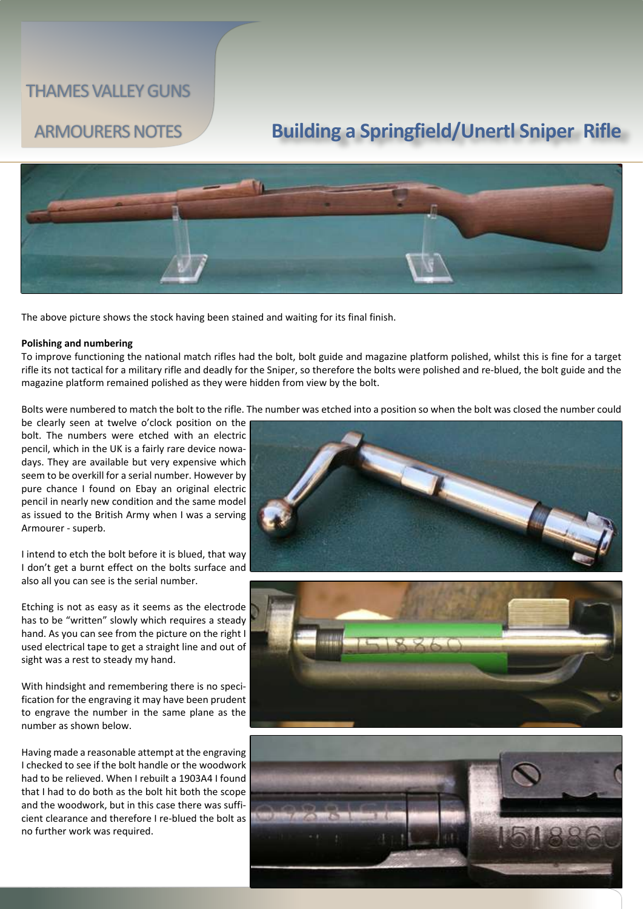# Building a Springfield/Unertl Sniper Rifle

The above picture shows the stock having been stained and waiting for its final finish.

**Polishing and numbering**

To improve functioning the national match rifles had the bolt, bolt guide and magazine platform polished, whilst this is fine for a target rifle its not tactical for a military rifle and deadly for the Sniper, so therefore the bolts were polished and re-blued, the bolt guide and the magazine platform remained polished as they were hidden from view by the bolt.

Bolts were numbered to match the bolt to the rifle. The number was etched into a position so when the bolt was closed the number could be clearly seen at twelve o'clock position on the bolt. The numbers were etched with an electric pencil, which in the UK is a fairly rare device nowadays. They are available but very expensive which seem to be overkill for a serial number. However by pure chance I found on Ebay an original electric pencil in nearly new condition and the same model as issued to the British Army when I was a serving Armourer - superb.

I intend to etch the bolt before it is blued, that way I don't get a burnt effect on the bolts surface and also all you can see is the serial number.

Etching is not as easy as it seems as the electrode has to be "written" slowly which requires a steady hand. As you can see from the picture on the right I used electrical tape to get a straight line and out of sight was a rest to steady my hand.

With hindsight and remembering there is no specification for the engraving it may have been prudent to engrave the number in the same plane as the number as shown below.

Having made a reasonable attempt at the engraving I checked to see if the bolt handle or the woodwork had to be relieved. When I rebuilt a 1903A4 I found that I had to do both as the bolt hit both the scope and the woodwork, but in this case there was sufficient clearance and therefore I re-blued the bolt as no further work was required.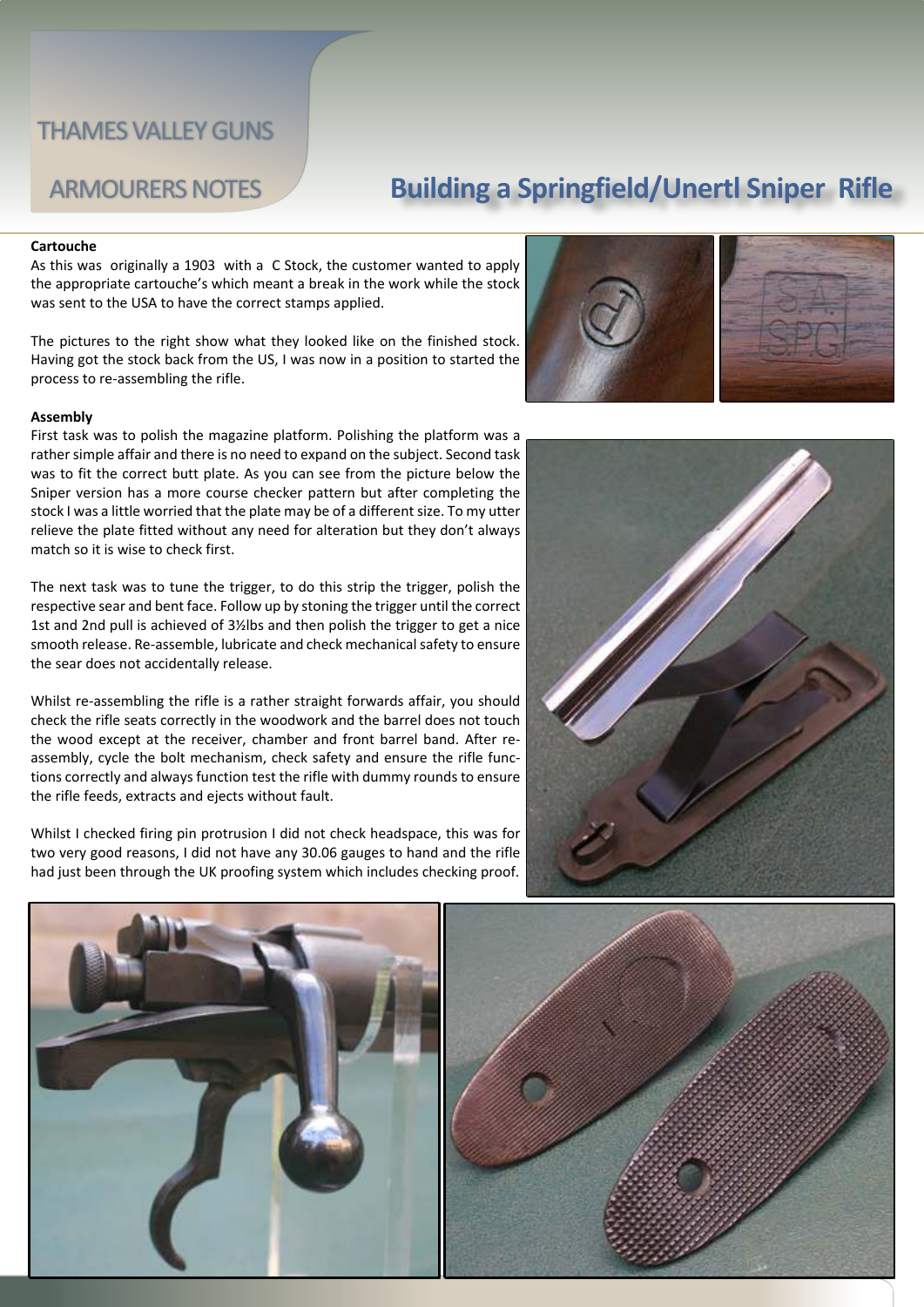THAMES VALLEY GUNS

ARMOURERS NOTES

# Building a Springfield/Unertl Sniper Rifle

**Cartouche**

As this was originally a 1903 with a C Stock, the customer wanted to apply the appropriate cartouche's which meant a break in the work while the stock was sent to the USA to have the correct stamps applied.

The pictures to the right show what they looked like on the finished stock. Having got the stock back from the US, I was now in a position to started the process to re-assembling the rifle.

**Assembly**

First task was to polish the magazine platform. Polishing the platform was a rather simple affair and there is no need to expand on the subject. Second task was to fit the correct butt plate. As you can see from the picture below the Sniper version has a more course checker pattern but after completing the stock I was a little worried that the plate may be of a different size. To my utter relieve the plate fitted without any need for alteration but they don't always match so it is wise to check first.

The next task was to tune the trigger, to do this strip the trigger, polish the respective sear and bent face. Follow up by stoning the trigger until the correct 1st and 2nd pull is achieved of 3½lbs and then polish the trigger to get a nice smooth release. Re-assemble, lubricate and check mechanical safety to ensure the sear does not accidentally release.

Whilst re-assembling the rifle is a rather straight forwards affair, you should check the rifle seats correctly in the woodwork and the barrel does not touch the wood except at the receiver, chamber and front barrel band. After re-assembly, cycle the bolt mechanism, check safety and ensure the rifle functions correctly and always function test the rifle with dummy rounds to ensure the rifle feeds, extracts and ejects without fault.

Whilst I checked firing pin protrusion I did not check headspace, this was for two very good reasons, I did not have any 30.06 gauges to hand and the rifle had just been through the UK proofing system which includes checking proof.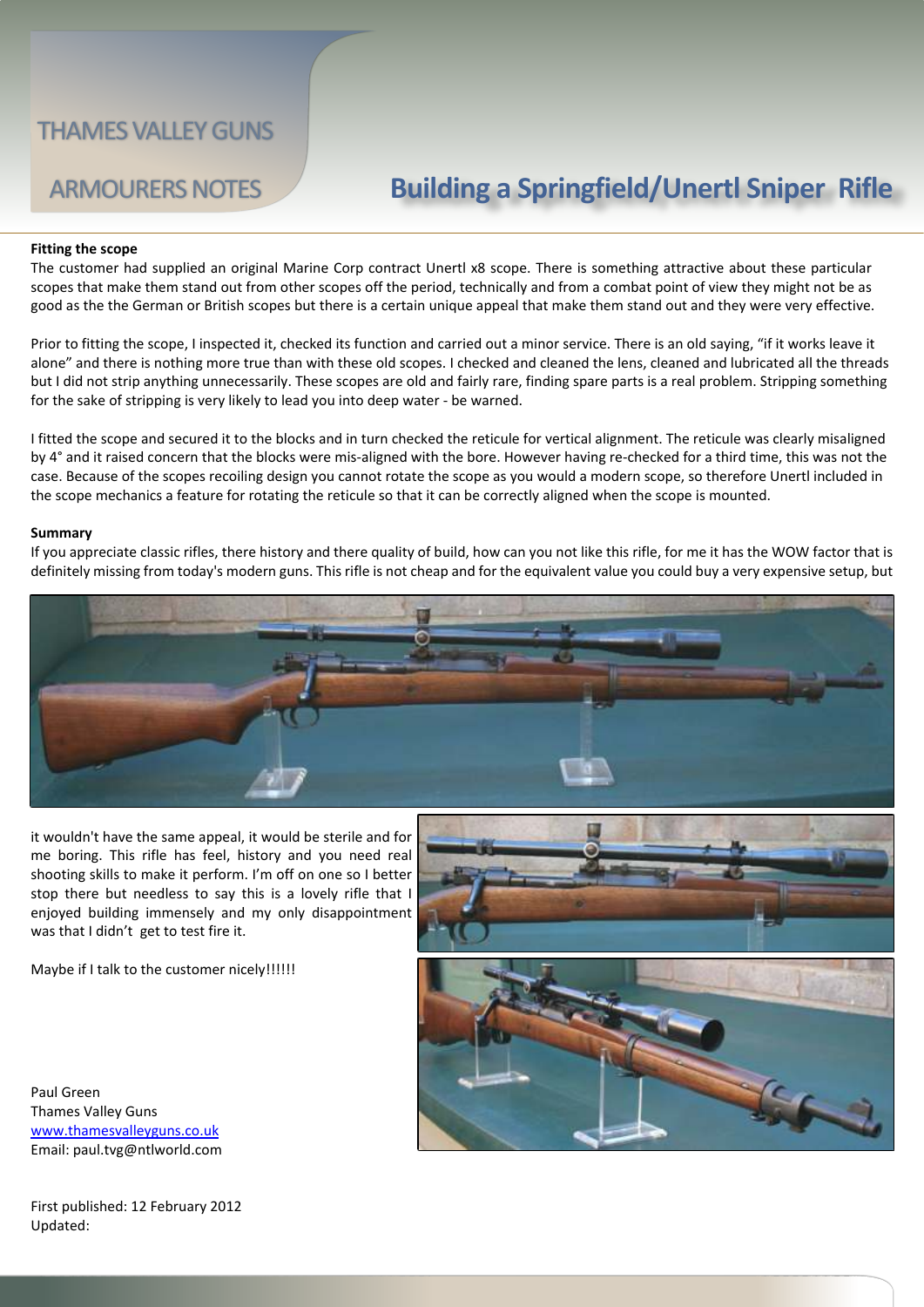#### Fitting the scope

The customer had supplied an original Marine Corp contract Unertl x8 scope. There is something attractive about these particular scopes that make them stand out from other scopes off the period, technically and from a combat point of view they might not be as good as the German or British scopes but there is a certain unique appeal that make them stand out and they were very effective.

Prior to fitting the scope, I inspected it, checked its function and carried out a minor service. There is an old saying, "if it works leave it alone" and there is nothing more true than with these old scopes. I checked and cleaned the lens, cleaned and lubricated all the threads but I did not strip anything unnecessarily. These scopes are old and fairly rare, finding spare parts is a real problem. Stripping something for the sake of stripping is very likely to lead you into deep water - be warned.

I fitted the scope and secured it to the blocks and in turn checked the reticule for vertical alignment. The reticule was clearly misaligned by 4° and it raised concern that the blocks were mis-aligned with the bore. However having re-checked for a third time, this was not the case. Because of the scopes recoiling design you cannot rotate the scope as you would a modern scope, so therefore Unertl included in the scope mechanics a feature for rotating the reticule so that it can be correctly aligned when the scope is mounted.

#### Summary

If you appreciate classic rifles, there history and there quality of build, how can you not like this rifle, for me it has the WOW factor that is definitely missing from today's modern guns. This rifle is not cheap and for the equivalent value you could buy a very expensive setup, but it wouldn't have the same appeal, it would be sterile and for me boring. This rifle has feel, history and you need real shooting skills to make it perform. I'm off on one so I better stop there but needless to say this is a lovely rifle that I enjoyed building immensely and my only disappointment was that I didn't get to test fire it.

Maybe if I talk to the customer nicely!!!!!!

Paul Green
Thames Valley Guns
www.thamesvalleyguns.co.uk
Email: paul.tvg@ntlworld.com

First published: 12 February 2012
Updated: